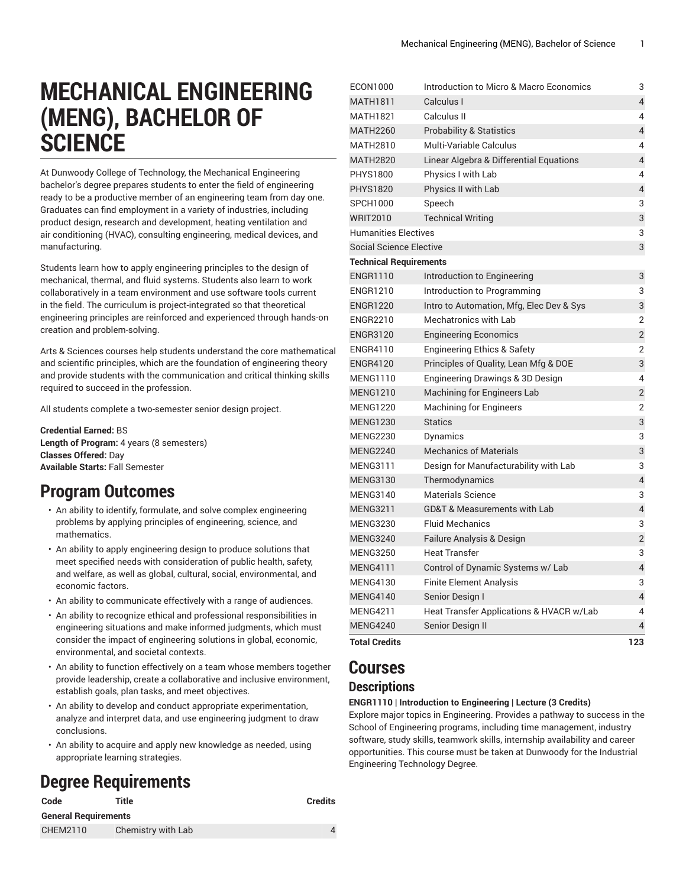# MECHANICAL ENGINEERING (MENG), BACHELOR OF SCIENCE

At Dunwoody College of Technology, the Mechanical Engineering bachelor's degree prepares students to enter the field of engineering ready to be a productive member of an engineering team from day one. Graduates can find employment in a variety of industries, including product design, research and development, heating ventilation and air conditioning (HVAC), consulting engineering, medical devices, and manufacturing.

Students learn how to apply engineering principles to the design of mechanical, thermal, and fluid systems. Students also learn to work collaboratively in a team environment and use software tools current in the field. The curriculum is project-integrated so that theoretical engineering principles are reinforced and experienced through hands-on creation and problem-solving.

Arts & Sciences courses help students understand the core mathematical and scientific principles, which are the foundation of engineering theory and provide students with the communication and critical thinking skills required to succeed in the profession.

All students complete a two-semester senior design project.

**Credential Earned:** BS
**Length of Program:** 4 years (8 semesters)
**Classes Offered:** Day
**Available Starts:** Fall Semester

## Program Outcomes

- An ability to identify, formulate, and solve complex engineering problems by applying principles of engineering, science, and mathematics.
- An ability to apply engineering design to produce solutions that meet specified needs with consideration of public health, safety, and welfare, as well as global, cultural, social, environmental, and economic factors.
- An ability to communicate effectively with a range of audiences.
- An ability to recognize ethical and professional responsibilities in engineering situations and make informed judgments, which must consider the impact of engineering solutions in global, economic, environmental, and societal contexts.
- An ability to function effectively on a team whose members together provide leadership, create a collaborative and inclusive environment, establish goals, plan tasks, and meet objectives.
- An ability to develop and conduct appropriate experimentation, analyze and interpret data, and use engineering judgment to draw conclusions.
- An ability to acquire and apply new knowledge as needed, using appropriate learning strategies.

## Degree Requirements

| Code | Title | Credits |
|---|---|---|
| **General Requirements** | | |
| CHEM2110 | Chemistry with Lab | 4 |
| ECON1000 | Introduction to Micro & Macro Economics | 3 |
| MATH1811 | Calculus I | 4 |
| MATH1821 | Calculus II | 4 |
| MATH2260 | Probability & Statistics | 4 |
| MATH2810 | Multi-Variable Calculus | 4 |
| MATH2820 | Linear Algebra & Differential Equations | 4 |
| PHYS1800 | Physics I with Lab | 4 |
| PHYS1820 | Physics II with Lab | 4 |
| SPCH1000 | Speech | 3 |
| WRIT2010 | Technical Writing | 3 |
| Humanities Electives | | 3 |
| Social Science Elective | | 3 |
| **Technical Requirements** | | |
| ENGR1110 | Introduction to Engineering | 3 |
| ENGR1210 | Introduction to Programming | 3 |
| ENGR1220 | Intro to Automation, Mfg, Elec Dev & Sys | 3 |
| ENGR2210 | Mechatronics with Lab | 2 |
| ENGR3120 | Engineering Economics | 2 |
| ENGR4110 | Engineering Ethics & Safety | 2 |
| ENGR4120 | Principles of Quality, Lean Mfg & DOE | 3 |
| MENG1110 | Engineering Drawings & 3D Design | 4 |
| MENG1210 | Machining for Engineers Lab | 2 |
| MENG1220 | Machining for Engineers | 2 |
| MENG1230 | Statics | 3 |
| MENG2230 | Dynamics | 3 |
| MENG2240 | Mechanics of Materials | 3 |
| MENG3111 | Design for Manufacturability with Lab | 3 |
| MENG3130 | Thermodynamics | 4 |
| MENG3140 | Materials Science | 3 |
| MENG3211 | GD&T & Measurements with Lab | 4 |
| MENG3230 | Fluid Mechanics | 3 |
| MENG3240 | Failure Analysis & Design | 2 |
| MENG3250 | Heat Transfer | 3 |
| MENG4111 | Control of Dynamic Systems w/ Lab | 4 |
| MENG4130 | Finite Element Analysis | 3 |
| MENG4140 | Senior Design I | 4 |
| MENG4211 | Heat Transfer Applications & HVACR w/Lab | 4 |
| MENG4240 | Senior Design II | 4 |
| **Total Credits** | | **123** |

## Courses

### Descriptions

**ENGR1110 | Introduction to Engineering | Lecture (3 Credits)**
Explore major topics in Engineering. Provides a pathway to success in the School of Engineering programs, including time management, industry software, study skills, teamwork skills, internship availability and career opportunities. This course must be taken at Dunwoody for the Industrial Engineering Technology Degree.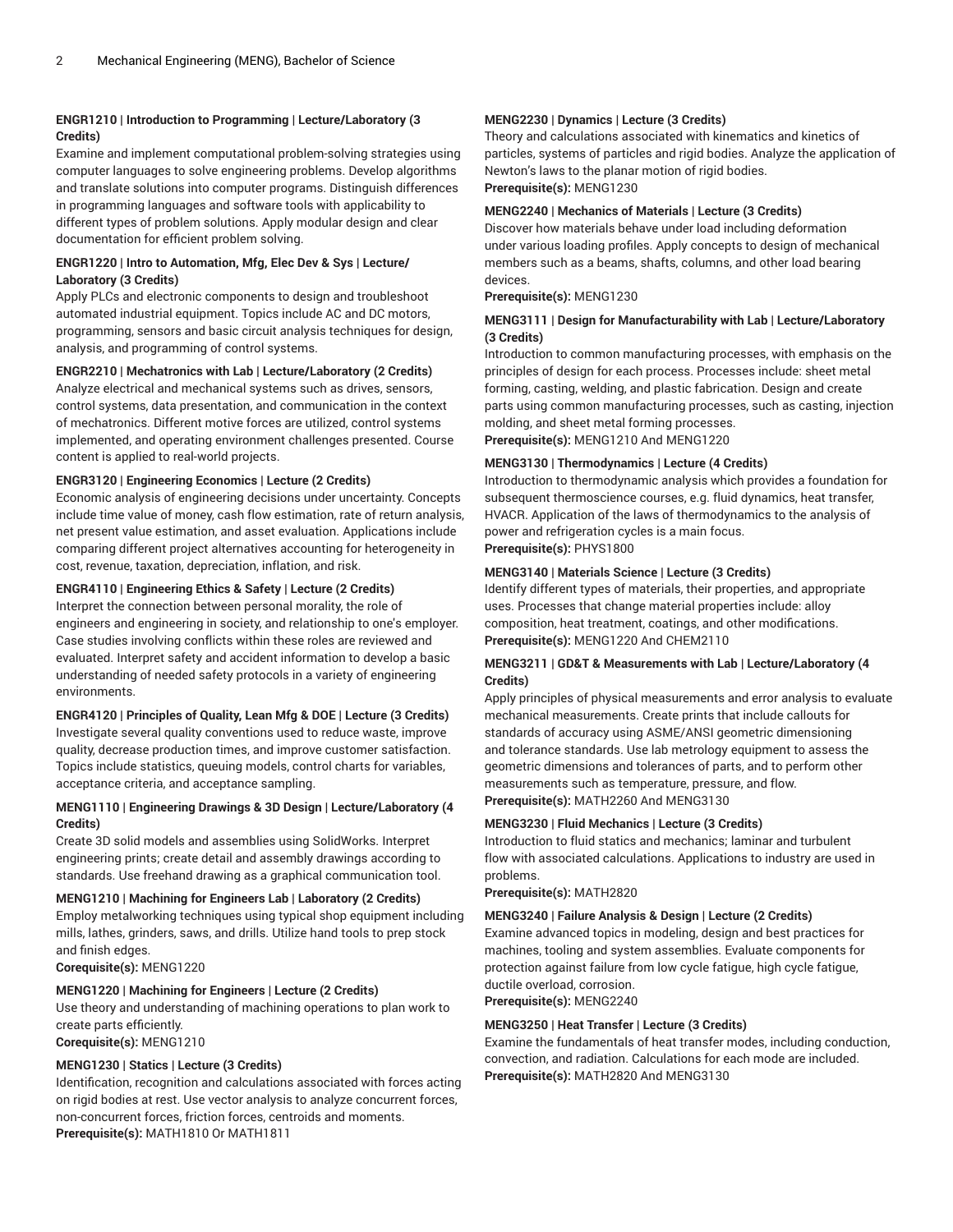**ENGR1210 | Introduction to Programming | Lecture/Laboratory (3 Credits)**
Examine and implement computational problem-solving strategies using computer languages to solve engineering problems. Develop algorithms and translate solutions into computer programs. Distinguish differences in programming languages and software tools with applicability to different types of problem solutions. Apply modular design and clear documentation for efficient problem solving.

**ENGR1220 | Intro to Automation, Mfg, Elec Dev & Sys | Lecture/Laboratory (3 Credits)**
Apply PLCs and electronic components to design and troubleshoot automated industrial equipment. Topics include AC and DC motors, programming, sensors and basic circuit analysis techniques for design, analysis, and programming of control systems.

**ENGR2210 | Mechatronics with Lab | Lecture/Laboratory (2 Credits)**
Analyze electrical and mechanical systems such as drives, sensors, control systems, data presentation, and communication in the context of mechatronics. Different motive forces are utilized, control systems implemented, and operating environment challenges presented. Course content is applied to real-world projects.

**ENGR3120 | Engineering Economics | Lecture (2 Credits)**
Economic analysis of engineering decisions under uncertainty. Concepts include time value of money, cash flow estimation, rate of return analysis, net present value estimation, and asset evaluation. Applications include comparing different project alternatives accounting for heterogeneity in cost, revenue, taxation, depreciation, inflation, and risk.

**ENGR4110 | Engineering Ethics & Safety | Lecture (2 Credits)**
Interpret the connection between personal morality, the role of engineers and engineering in society, and relationship to one's employer. Case studies involving conflicts within these roles are reviewed and evaluated. Interpret safety and accident information to develop a basic understanding of needed safety protocols in a variety of engineering environments.

**ENGR4120 | Principles of Quality, Lean Mfg & DOE | Lecture (3 Credits)**
Investigate several quality conventions used to reduce waste, improve quality, decrease production times, and improve customer satisfaction. Topics include statistics, queuing models, control charts for variables, acceptance criteria, and acceptance sampling.

**MENG1110 | Engineering Drawings & 3D Design | Lecture/Laboratory (4 Credits)**
Create 3D solid models and assemblies using SolidWorks. Interpret engineering prints; create detail and assembly drawings according to standards. Use freehand drawing as a graphical communication tool.

**MENG1210 | Machining for Engineers Lab | Laboratory (2 Credits)**
Employ metalworking techniques using typical shop equipment including mills, lathes, grinders, saws, and drills. Utilize hand tools to prep stock and finish edges.
**Corequisite(s):** MENG1220

**MENG1220 | Machining for Engineers | Lecture (2 Credits)**
Use theory and understanding of machining operations to plan work to create parts efficiently.
**Corequisite(s):** MENG1210

**MENG1230 | Statics | Lecture (3 Credits)**
Identification, recognition and calculations associated with forces acting on rigid bodies at rest. Use vector analysis to analyze concurrent forces, non-concurrent forces, friction forces, centroids and moments.
**Prerequisite(s):** MATH1810 Or MATH1811

**MENG2230 | Dynamics | Lecture (3 Credits)**
Theory and calculations associated with kinematics and kinetics of particles, systems of particles and rigid bodies. Analyze the application of Newton's laws to the planar motion of rigid bodies.
**Prerequisite(s):** MENG1230

**MENG2240 | Mechanics of Materials | Lecture (3 Credits)**
Discover how materials behave under load including deformation under various loading profiles. Apply concepts to design of mechanical members such as a beams, shafts, columns, and other load bearing devices.
**Prerequisite(s):** MENG1230

**MENG3111 | Design for Manufacturability with Lab | Lecture/Laboratory (3 Credits)**
Introduction to common manufacturing processes, with emphasis on the principles of design for each process. Processes include: sheet metal forming, casting, welding, and plastic fabrication. Design and create parts using common manufacturing processes, such as casting, injection molding, and sheet metal forming processes.
**Prerequisite(s):** MENG1210 And MENG1220

**MENG3130 | Thermodynamics | Lecture (4 Credits)**
Introduction to thermodynamic analysis which provides a foundation for subsequent thermoscience courses, e.g. fluid dynamics, heat transfer, HVACR. Application of the laws of thermodynamics to the analysis of power and refrigeration cycles is a main focus.
**Prerequisite(s):** PHYS1800

**MENG3140 | Materials Science | Lecture (3 Credits)**
Identify different types of materials, their properties, and appropriate uses. Processes that change material properties include: alloy composition, heat treatment, coatings, and other modifications.
**Prerequisite(s):** MENG1220 And CHEM2110

**MENG3211 | GD&T & Measurements with Lab | Lecture/Laboratory (4 Credits)**
Apply principles of physical measurements and error analysis to evaluate mechanical measurements. Create prints that include callouts for standards of accuracy using ASME/ANSI geometric dimensioning and tolerance standards. Use lab metrology equipment to assess the geometric dimensions and tolerances of parts, and to perform other measurements such as temperature, pressure, and flow.
**Prerequisite(s):** MATH2260 And MENG3130

**MENG3230 | Fluid Mechanics | Lecture (3 Credits)**
Introduction to fluid statics and mechanics; laminar and turbulent flow with associated calculations. Applications to industry are used in problems.
**Prerequisite(s):** MATH2820

**MENG3240 | Failure Analysis & Design | Lecture (2 Credits)**
Examine advanced topics in modeling, design and best practices for machines, tooling and system assemblies. Evaluate components for protection against failure from low cycle fatigue, high cycle fatigue, ductile overload, corrosion.
**Prerequisite(s):** MENG2240

**MENG3250 | Heat Transfer | Lecture (3 Credits)**
Examine the fundamentals of heat transfer modes, including conduction, convection, and radiation. Calculations for each mode are included.
**Prerequisite(s):** MATH2820 And MENG3130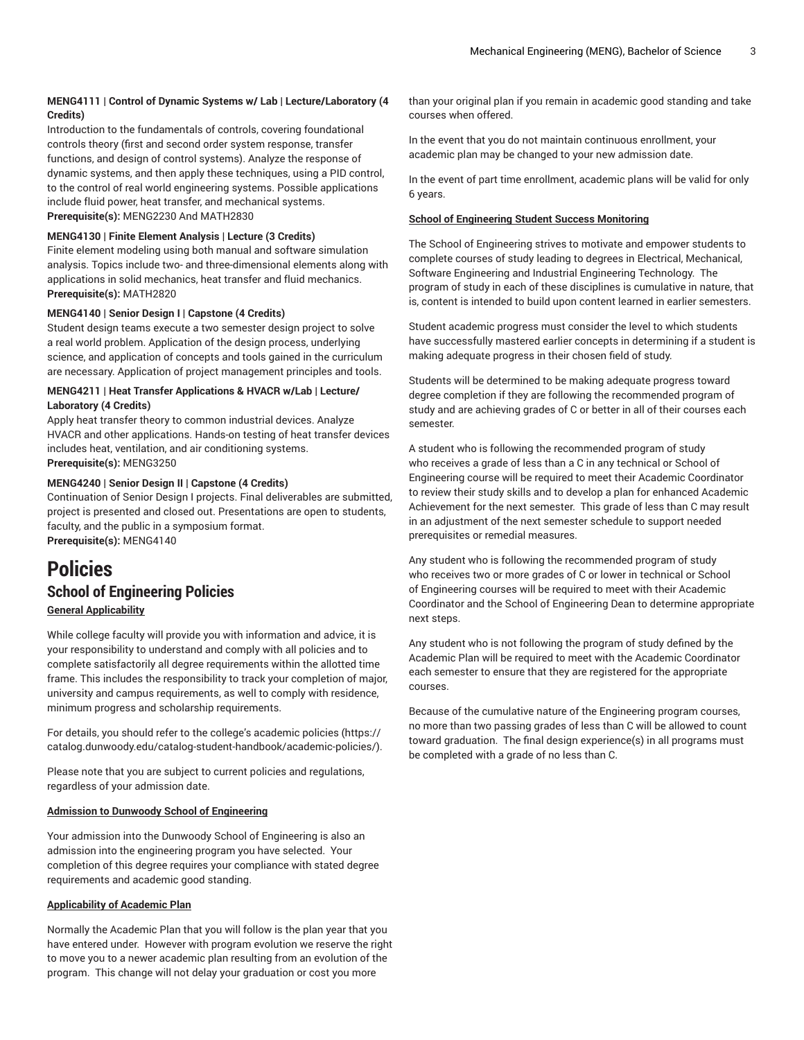**MENG4111 | Control of Dynamic Systems w/ Lab | Lecture/Laboratory (4 Credits)**
Introduction to the fundamentals of controls, covering foundational controls theory (first and second order system response, transfer functions, and design of control systems). Analyze the response of dynamic systems, and then apply these techniques, using a PID control, to the control of real world engineering systems. Possible applications include fluid power, heat transfer, and mechanical systems.
**Prerequisite(s):** MENG2230 And MATH2830

**MENG4130 | Finite Element Analysis | Lecture (3 Credits)**
Finite element modeling using both manual and software simulation analysis. Topics include two- and three-dimensional elements along with applications in solid mechanics, heat transfer and fluid mechanics.
**Prerequisite(s):** MATH2820

**MENG4140 | Senior Design I | Capstone (4 Credits)**
Student design teams execute a two semester design project to solve a real world problem. Application of the design process, underlying science, and application of concepts and tools gained in the curriculum are necessary. Application of project management principles and tools.

**MENG4211 | Heat Transfer Applications & HVACR w/Lab | Lecture/Laboratory (4 Credits)**
Apply heat transfer theory to common industrial devices. Analyze HVACR and other applications. Hands-on testing of heat transfer devices includes heat, ventilation, and air conditioning systems.
**Prerequisite(s):** MENG3250

**MENG4240 | Senior Design II | Capstone (4 Credits)**
Continuation of Senior Design I projects. Final deliverables are submitted, project is presented and closed out. Presentations are open to students, faculty, and the public in a symposium format.
**Prerequisite(s):** MENG4140

# Policies

## School of Engineering Policies

**General Applicability**

While college faculty will provide you with information and advice, it is your responsibility to understand and comply with all policies and to complete satisfactorily all degree requirements within the allotted time frame. This includes the responsibility to track your completion of major, university and campus requirements, as well to comply with residence, minimum progress and scholarship requirements.

For details, you should refer to the college's academic policies (https://catalog.dunwoody.edu/catalog-student-handbook/academic-policies/).

Please note that you are subject to current policies and regulations, regardless of your admission date.

**Admission to Dunwoody School of Engineering**

Your admission into the Dunwoody School of Engineering is also an admission into the engineering program you have selected. Your completion of this degree requires your compliance with stated degree requirements and academic good standing.

**Applicability of Academic Plan**

Normally the Academic Plan that you will follow is the plan year that you have entered under. However with program evolution we reserve the right to move you to a newer academic plan resulting from an evolution of the program. This change will not delay your graduation or cost you more than your original plan if you remain in academic good standing and take courses when offered.

In the event that you do not maintain continuous enrollment, your academic plan may be changed to your new admission date.

In the event of part time enrollment, academic plans will be valid for only 6 years.

**School of Engineering Student Success Monitoring**

The School of Engineering strives to motivate and empower students to complete courses of study leading to degrees in Electrical, Mechanical, Software Engineering and Industrial Engineering Technology. The program of study in each of these disciplines is cumulative in nature, that is, content is intended to build upon content learned in earlier semesters.

Student academic progress must consider the level to which students have successfully mastered earlier concepts in determining if a student is making adequate progress in their chosen field of study.

Students will be determined to be making adequate progress toward degree completion if they are following the recommended program of study and are achieving grades of C or better in all of their courses each semester.

A student who is following the recommended program of study who receives a grade of less than a C in any technical or School of Engineering course will be required to meet their Academic Coordinator to review their study skills and to develop a plan for enhanced Academic Achievement for the next semester. This grade of less than C may result in an adjustment of the next semester schedule to support needed prerequisites or remedial measures.

Any student who is following the recommended program of study who receives two or more grades of C or lower in technical or School of Engineering courses will be required to meet with their Academic Coordinator and the School of Engineering Dean to determine appropriate next steps.

Any student who is not following the program of study defined by the Academic Plan will be required to meet with the Academic Coordinator each semester to ensure that they are registered for the appropriate courses.

Because of the cumulative nature of the Engineering program courses, no more than two passing grades of less than C will be allowed to count toward graduation. The final design experience(s) in all programs must be completed with a grade of no less than C.